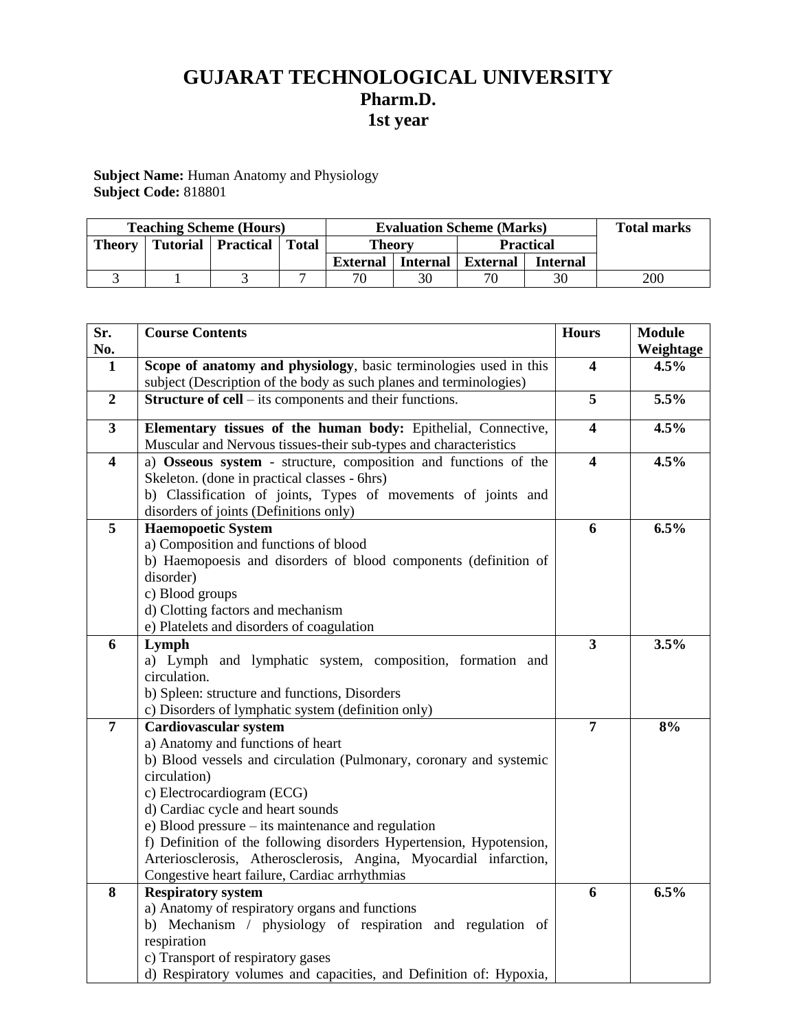# GUJARAT TECHNOLOGICAL UNIVERSITY
## Pharm.D.
## 1st year

**Subject Name:** Human Anatomy and Physiology
**Subject Code:** 818801

| Teaching Scheme (Hours) | | | | Evaluation Scheme (Marks) | | | | Total marks |
|---|---|---|---|---|---|---|---|---|
| Theory | Tutorial | Practical | Total | Theory | | Practical | | |
| | | | | External | Internal | External | Internal | |
| 3 | 1 | 3 | 7 | 70 | 30 | 70 | 30 | 200 |

| Sr. No. | Course Contents | Hours | Module Weightage |
|---|---|---|---|
| **1** | **Scope of anatomy and physiology**, basic terminologies used in this subject (Description of the body as such planes and terminologies) | **4** | **4.5%** |
| **2** | **Structure of cell** – its components and their functions. | **5** | **5.5%** |
| **3** | **Elementary tissues of the human body:** Epithelial, Connective, Muscular and Nervous tissues-their sub-types and characteristics | **4** | **4.5%** |
| **4** | a) **Osseous system** - structure, composition and functions of the Skeleton. (done in practical classes - 6hrs)<br>b) Classification of joints, Types of movements of joints and disorders of joints (Definitions only) | **4** | **4.5%** |
| **5** | **Haemopoetic System**<br>a) Composition and functions of blood<br>b) Haemopoesis and disorders of blood components (definition of disorder)<br>c) Blood groups<br>d) Clotting factors and mechanism<br>e) Platelets and disorders of coagulation | **6** | **6.5%** |
| **6** | **Lymph**<br>a) Lymph and lymphatic system, composition, formation and circulation.<br>b) Spleen: structure and functions, Disorders<br>c) Disorders of lymphatic system (definition only) | **3** | **3.5%** |
| **7** | **Cardiovascular system**<br>a) Anatomy and functions of heart<br>b) Blood vessels and circulation (Pulmonary, coronary and systemic circulation)<br>c) Electrocardiogram (ECG)<br>d) Cardiac cycle and heart sounds<br>e) Blood pressure – its maintenance and regulation<br>f) Definition of the following disorders Hypertension, Hypotension, Arteriosclerosis, Atherosclerosis, Angina, Myocardial infarction, Congestive heart failure, Cardiac arrhythmias | **7** | **8%** |
| **8** | **Respiratory system**<br>a) Anatomy of respiratory organs and functions<br>b) Mechanism / physiology of respiration and regulation of respiration<br>c) Transport of respiratory gases<br>d) Respiratory volumes and capacities, and Definition of: Hypoxia, | **6** | **6.5%** |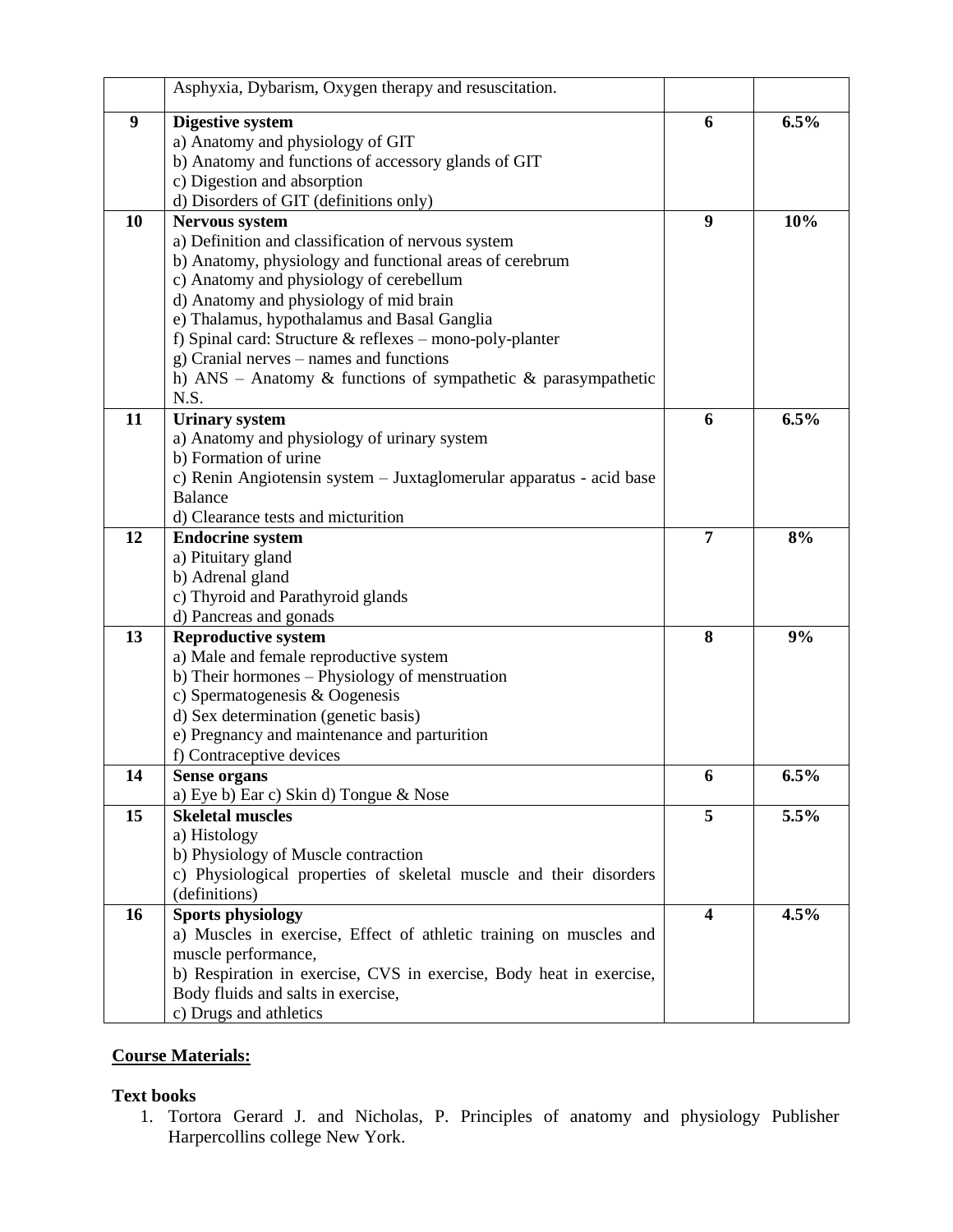| | | | |
|---|---|---|---|
| | Asphyxia, Dybarism, Oxygen therapy and resuscitation. | | |
| **9** | **Digestive system**<br>a) Anatomy and physiology of GIT<br>b) Anatomy and functions of accessory glands of GIT<br>c) Digestion and absorption<br>d) Disorders of GIT (definitions only) | **6** | **6.5%** |
| **10** | **Nervous system**<br>a) Definition and classification of nervous system<br>b) Anatomy, physiology and functional areas of cerebrum<br>c) Anatomy and physiology of cerebellum<br>d) Anatomy and physiology of mid brain<br>e) Thalamus, hypothalamus and Basal Ganglia<br>f) Spinal card: Structure & reflexes – mono-poly-planter<br>g) Cranial nerves – names and functions<br>h) ANS – Anatomy & functions of sympathetic & parasympathetic N.S. | **9** | **10%** |
| **11** | **Urinary system**<br>a) Anatomy and physiology of urinary system<br>b) Formation of urine<br>c) Renin Angiotensin system – Juxtaglomerular apparatus - acid base Balance<br>d) Clearance tests and micturition | **6** | **6.5%** |
| **12** | **Endocrine system**<br>a) Pituitary gland<br>b) Adrenal gland<br>c) Thyroid and Parathyroid glands<br>d) Pancreas and gonads | **7** | **8%** |
| **13** | **Reproductive system**<br>a) Male and female reproductive system<br>b) Their hormones – Physiology of menstruation<br>c) Spermatogenesis & Oogenesis<br>d) Sex determination (genetic basis)<br>e) Pregnancy and maintenance and parturition<br>f) Contraceptive devices | **8** | **9%** |
| **14** | **Sense organs**<br>a) Eye b) Ear c) Skin d) Tongue & Nose | **6** | **6.5%** |
| **15** | **Skeletal muscles**<br>a) Histology<br>b) Physiology of Muscle contraction<br>c) Physiological properties of skeletal muscle and their disorders (definitions) | **5** | **5.5%** |
| **16** | **Sports physiology**<br>a) Muscles in exercise, Effect of athletic training on muscles and muscle performance,<br>b) Respiration in exercise, CVS in exercise, Body heat in exercise, Body fluids and salts in exercise,<br>c) Drugs and athletics | **4** | **4.5%** |

**Course Materials:**

**Text books**

1. Tortora Gerard J. and Nicholas, P. Principles of anatomy and physiology Publisher Harpercollins college New York.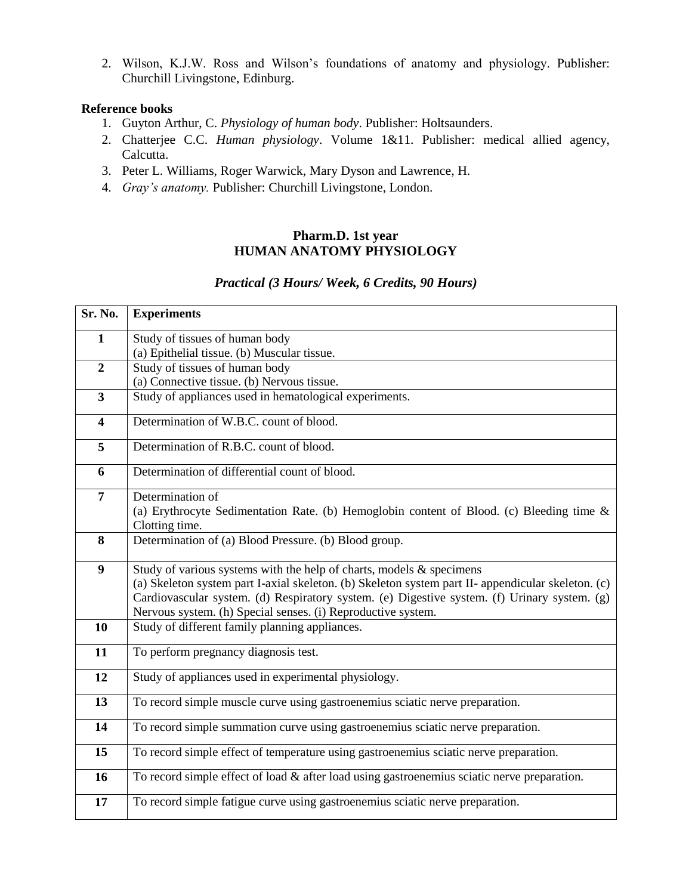2. Wilson, K.J.W. Ross and Wilson's foundations of anatomy and physiology. Publisher: Churchill Livingstone, Edinburg.

**Reference books**

1. Guyton Arthur, C. *Physiology of human body*. Publisher: Holtsaunders.
2. Chatterjee C.C. *Human physiology*. Volume 1&11. Publisher: medical allied agency, Calcutta.
3. Peter L. Williams, Roger Warwick, Mary Dyson and Lawrence, H.
4. *Gray's anatomy.* Publisher: Churchill Livingstone, London.

## Pharm.D. 1st year
## HUMAN ANATOMY PHYSIOLOGY

### *Practical (3 Hours/ Week, 6 Credits, 90 Hours)*

| Sr. No. | Experiments |
|---|---|
| 1 | Study of tissues of human body<br>(a) Epithelial tissue. (b) Muscular tissue. |
| 2 | Study of tissues of human body<br>(a) Connective tissue. (b) Nervous tissue. |
| 3 | Study of appliances used in hematological experiments. |
| 4 | Determination of W.B.C. count of blood. |
| 5 | Determination of R.B.C. count of blood. |
| 6 | Determination of differential count of blood. |
| 7 | Determination of<br>(a) Erythrocyte Sedimentation Rate. (b) Hemoglobin content of Blood. (c) Bleeding time & Clotting time. |
| 8 | Determination of (a) Blood Pressure. (b) Blood group. |
| 9 | Study of various systems with the help of charts, models & specimens<br>(a) Skeleton system part I-axial skeleton. (b) Skeleton system part II- appendicular skeleton. (c) Cardiovascular system. (d) Respiratory system. (e) Digestive system. (f) Urinary system. (g) Nervous system. (h) Special senses. (i) Reproductive system. |
| 10 | Study of different family planning appliances. |
| 11 | To perform pregnancy diagnosis test. |
| 12 | Study of appliances used in experimental physiology. |
| 13 | To record simple muscle curve using gastroenemius sciatic nerve preparation. |
| 14 | To record simple summation curve using gastroenemius sciatic nerve preparation. |
| 15 | To record simple effect of temperature using gastroenemius sciatic nerve preparation. |
| 16 | To record simple effect of load & after load using gastroenemius sciatic nerve preparation. |
| 17 | To record simple fatigue curve using gastroenemius sciatic nerve preparation. |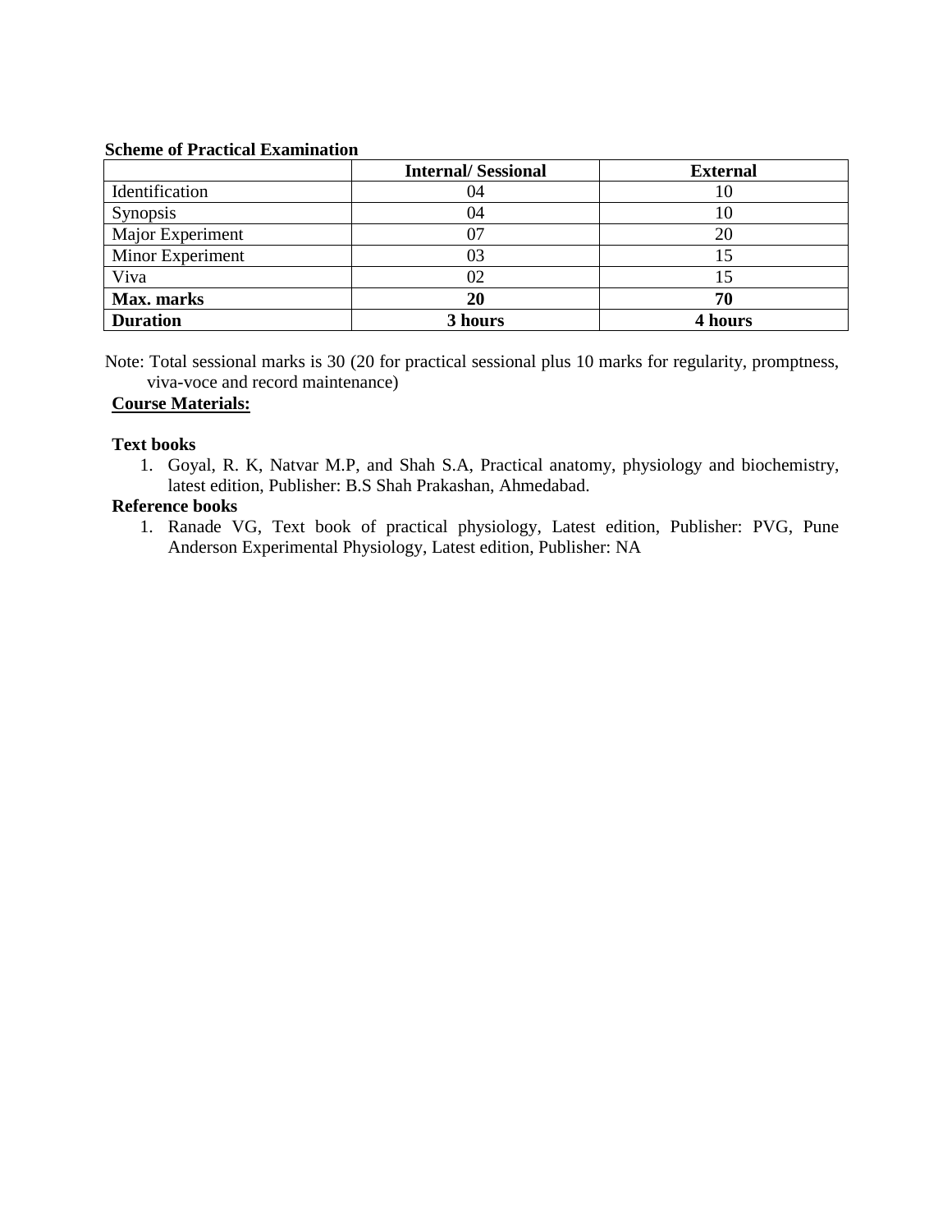**Scheme of Practical Examination**

| | Internal/ Sessional | External |
|---|---|---|
| Identification | 04 | 10 |
| Synopsis | 04 | 10 |
| Major Experiment | 07 | 20 |
| Minor Experiment | 03 | 15 |
| Viva | 02 | 15 |
| **Max. marks** | **20** | **70** |
| **Duration** | **3 hours** | **4 hours** |

Note: Total sessional marks is 30 (20 for practical sessional plus 10 marks for regularity, promptness, viva-voce and record maintenance)

**Course Materials:**

**Text books**

1. Goyal, R. K, Natvar M.P, and Shah S.A, Practical anatomy, physiology and biochemistry, latest edition, Publisher: B.S Shah Prakashan, Ahmedabad.

**Reference books**

1. Ranade VG, Text book of practical physiology, Latest edition, Publisher: PVG, Pune Anderson Experimental Physiology, Latest edition, Publisher: NA